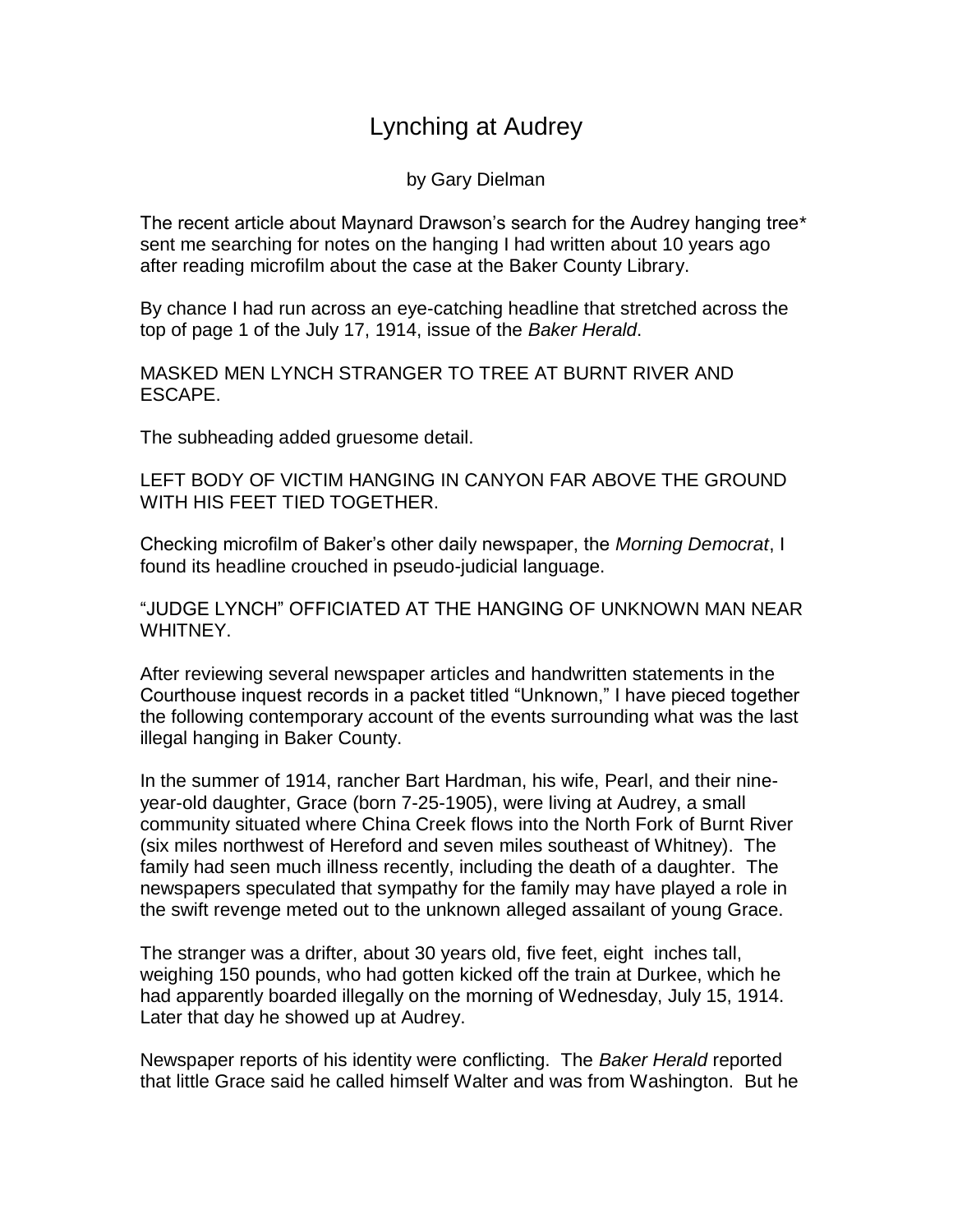# Lynching at Audrey

by Gary Dielman

The recent article about Maynard Drawson's search for the Audrey hanging tree* sent me searching for notes on the hanging I had written about 10 years ago after reading microfilm about the case at the Baker County Library.

By chance I had run across an eye-catching headline that stretched across the top of page 1 of the July 17, 1914, issue of the *Baker Herald*.

MASKED MEN LYNCH STRANGER TO TREE AT BURNT RIVER AND ESCAPE.

The subheading added gruesome detail.

LEFT BODY OF VICTIM HANGING IN CANYON FAR ABOVE THE GROUND WITH HIS FEET TIED TOGETHER.

Checking microfilm of Baker's other daily newspaper, the *Morning Democrat*, I found its headline crouched in pseudo-judicial language.

"JUDGE LYNCH" OFFICIATED AT THE HANGING OF UNKNOWN MAN NEAR WHITNEY.

After reviewing several newspaper articles and handwritten statements in the Courthouse inquest records in a packet titled "Unknown," I have pieced together the following contemporary account of the events surrounding what was the last illegal hanging in Baker County.

In the summer of 1914, rancher Bart Hardman, his wife, Pearl, and their nine-year-old daughter, Grace (born 7-25-1905), were living at Audrey, a small community situated where China Creek flows into the North Fork of Burnt River (six miles northwest of Hereford and seven miles southeast of Whitney). The family had seen much illness recently, including the death of a daughter. The newspapers speculated that sympathy for the family may have played a role in the swift revenge meted out to the unknown alleged assailant of young Grace.

The stranger was a drifter, about 30 years old, five feet, eight inches tall, weighing 150 pounds, who had gotten kicked off the train at Durkee, which he had apparently boarded illegally on the morning of Wednesday, July 15, 1914. Later that day he showed up at Audrey.

Newspaper reports of his identity were conflicting. The *Baker Herald* reported that little Grace said he called himself Walter and was from Washington. But he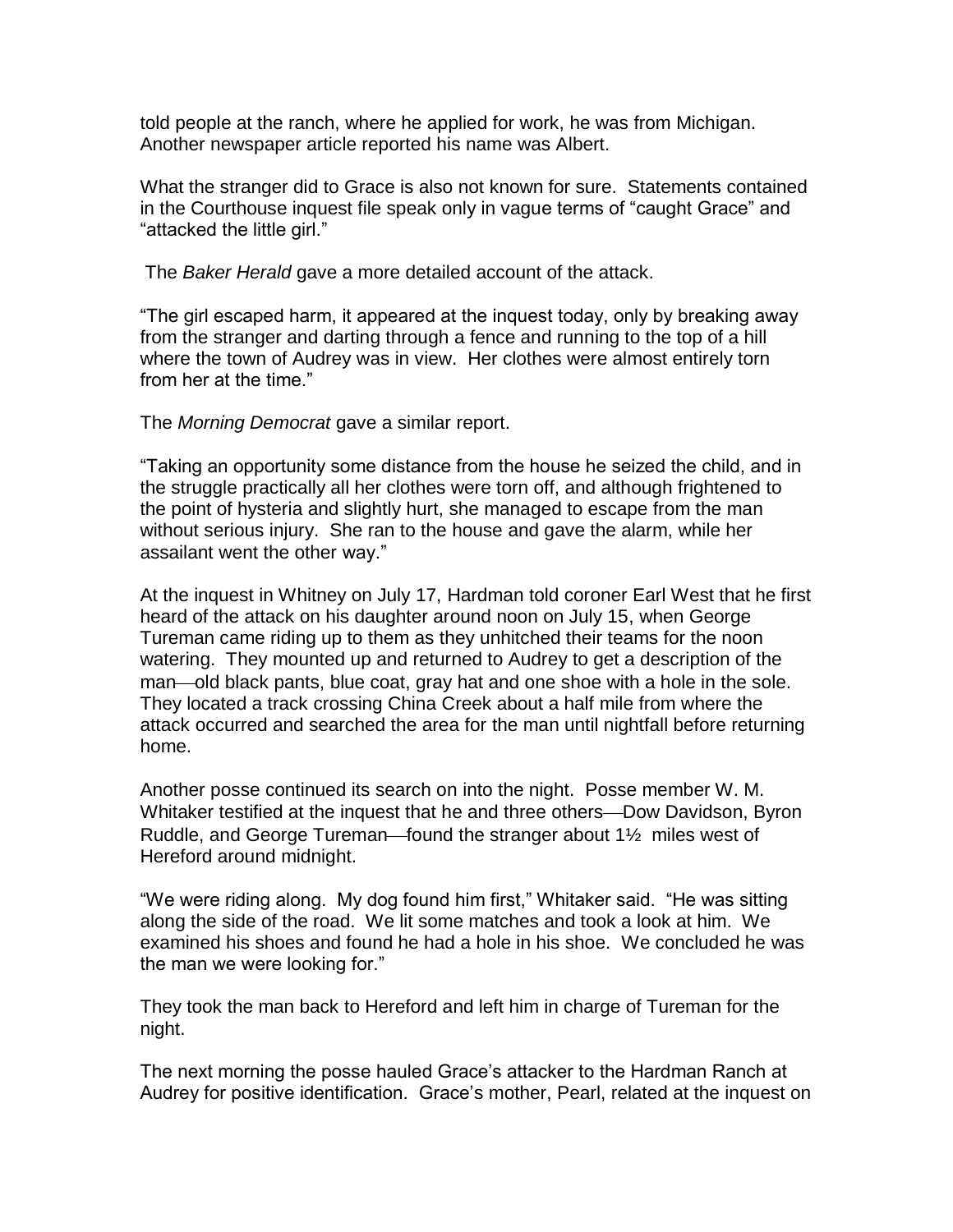told people at the ranch, where he applied for work, he was from Michigan. Another newspaper article reported his name was Albert.

What the stranger did to Grace is also not known for sure. Statements contained in the Courthouse inquest file speak only in vague terms of "caught Grace" and "attacked the little girl."

The *Baker Herald* gave a more detailed account of the attack.

"The girl escaped harm, it appeared at the inquest today, only by breaking away from the stranger and darting through a fence and running to the top of a hill where the town of Audrey was in view. Her clothes were almost entirely torn from her at the time."

The *Morning Democrat* gave a similar report.

"Taking an opportunity some distance from the house he seized the child, and in the struggle practically all her clothes were torn off, and although frightened to the point of hysteria and slightly hurt, she managed to escape from the man without serious injury. She ran to the house and gave the alarm, while her assailant went the other way."

At the inquest in Whitney on July 17, Hardman told coroner Earl West that he first heard of the attack on his daughter around noon on July 15, when George Tureman came riding up to them as they unhitched their teams for the noon watering. They mounted up and returned to Audrey to get a description of the man—old black pants, blue coat, gray hat and one shoe with a hole in the sole. They located a track crossing China Creek about a half mile from where the attack occurred and searched the area for the man until nightfall before returning home.

Another posse continued its search on into the night. Posse member W. M. Whitaker testified at the inquest that he and three others—Dow Davidson, Byron Ruddle, and George Tureman—found the stranger about 1½ miles west of Hereford around midnight.

"We were riding along. My dog found him first," Whitaker said. "He was sitting along the side of the road. We lit some matches and took a look at him. We examined his shoes and found he had a hole in his shoe. We concluded he was the man we were looking for."

They took the man back to Hereford and left him in charge of Tureman for the night.

The next morning the posse hauled Grace's attacker to the Hardman Ranch at Audrey for positive identification. Grace's mother, Pearl, related at the inquest on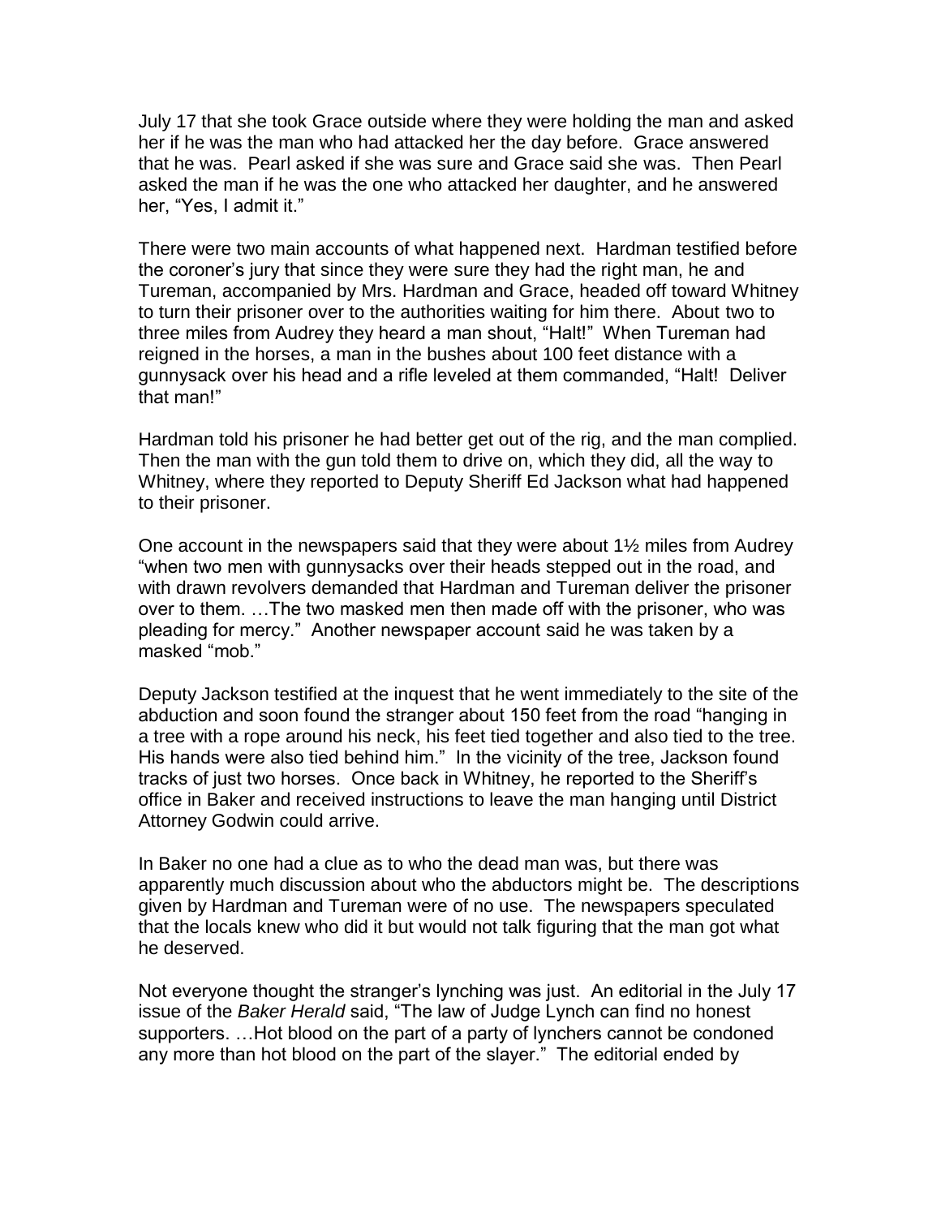July 17 that she took Grace outside where they were holding the man and asked her if he was the man who had attacked her the day before. Grace answered that he was. Pearl asked if she was sure and Grace said she was. Then Pearl asked the man if he was the one who attacked her daughter, and he answered her, "Yes, I admit it."

There were two main accounts of what happened next. Hardman testified before the coroner's jury that since they were sure they had the right man, he and Tureman, accompanied by Mrs. Hardman and Grace, headed off toward Whitney to turn their prisoner over to the authorities waiting for him there. About two to three miles from Audrey they heard a man shout, "Halt!" When Tureman had reigned in the horses, a man in the bushes about 100 feet distance with a gunnysack over his head and a rifle leveled at them commanded, "Halt! Deliver that man!"

Hardman told his prisoner he had better get out of the rig, and the man complied. Then the man with the gun told them to drive on, which they did, all the way to Whitney, where they reported to Deputy Sheriff Ed Jackson what had happened to their prisoner.

One account in the newspapers said that they were about 1½ miles from Audrey "when two men with gunnysacks over their heads stepped out in the road, and with drawn revolvers demanded that Hardman and Tureman deliver the prisoner over to them. …The two masked men then made off with the prisoner, who was pleading for mercy." Another newspaper account said he was taken by a masked "mob."

Deputy Jackson testified at the inquest that he went immediately to the site of the abduction and soon found the stranger about 150 feet from the road "hanging in a tree with a rope around his neck, his feet tied together and also tied to the tree. His hands were also tied behind him." In the vicinity of the tree, Jackson found tracks of just two horses. Once back in Whitney, he reported to the Sheriff's office in Baker and received instructions to leave the man hanging until District Attorney Godwin could arrive.

In Baker no one had a clue as to who the dead man was, but there was apparently much discussion about who the abductors might be. The descriptions given by Hardman and Tureman were of no use. The newspapers speculated that the locals knew who did it but would not talk figuring that the man got what he deserved.

Not everyone thought the stranger's lynching was just. An editorial in the July 17 issue of the *Baker Herald* said, "The law of Judge Lynch can find no honest supporters. …Hot blood on the part of a party of lynchers cannot be condoned any more than hot blood on the part of the slayer." The editorial ended by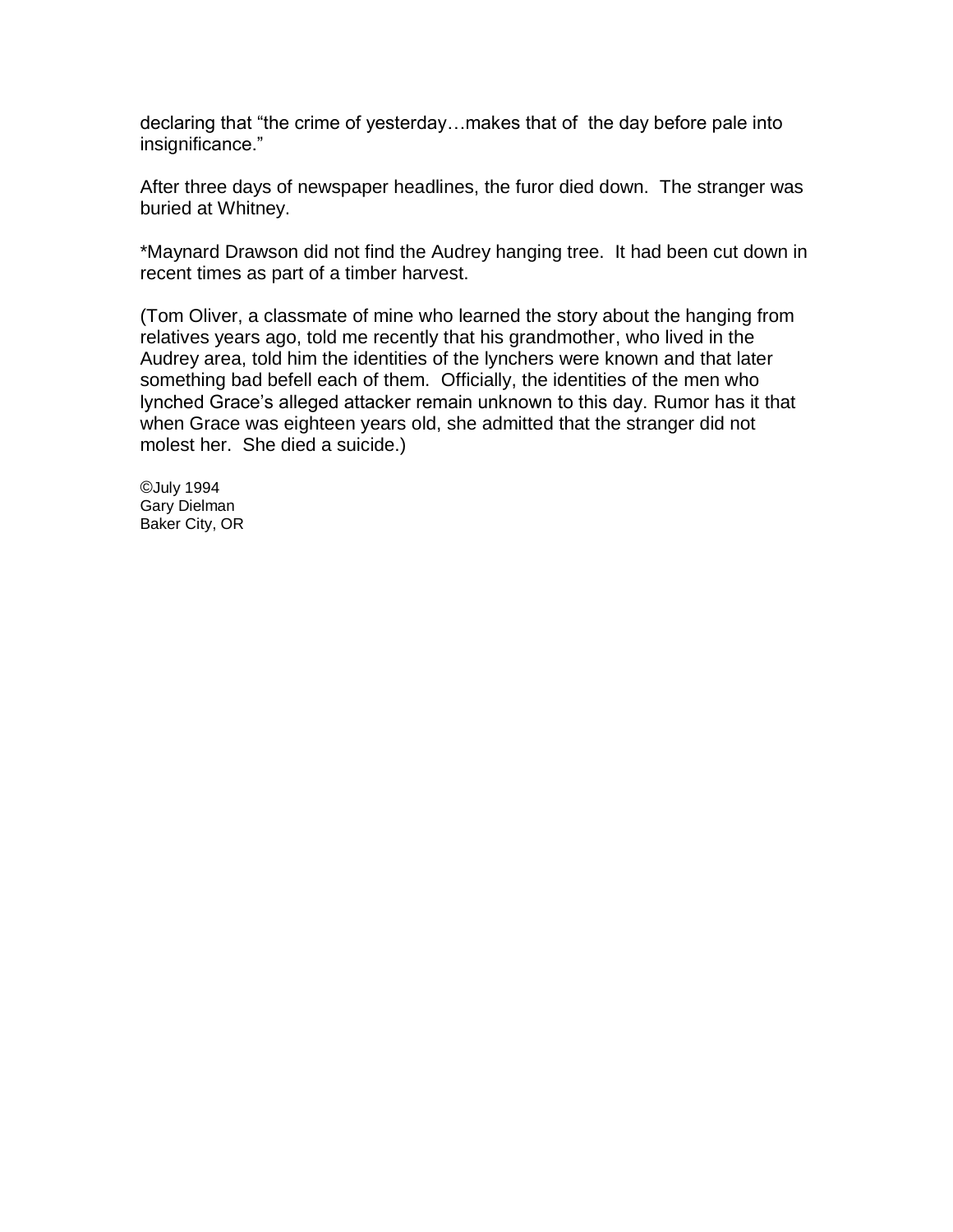declaring that "the crime of yesterday…makes that of the day before pale into insignificance."

After three days of newspaper headlines, the furor died down. The stranger was buried at Whitney.

*Maynard Drawson did not find the Audrey hanging tree. It had been cut down in recent times as part of a timber harvest.

(Tom Oliver, a classmate of mine who learned the story about the hanging from relatives years ago, told me recently that his grandmother, who lived in the Audrey area, told him the identities of the lynchers were known and that later something bad befell each of them. Officially, the identities of the men who lynched Grace's alleged attacker remain unknown to this day. Rumor has it that when Grace was eighteen years old, she admitted that the stranger did not molest her. She died a suicide.)

©July 1994
Gary Dielman
Baker City, OR